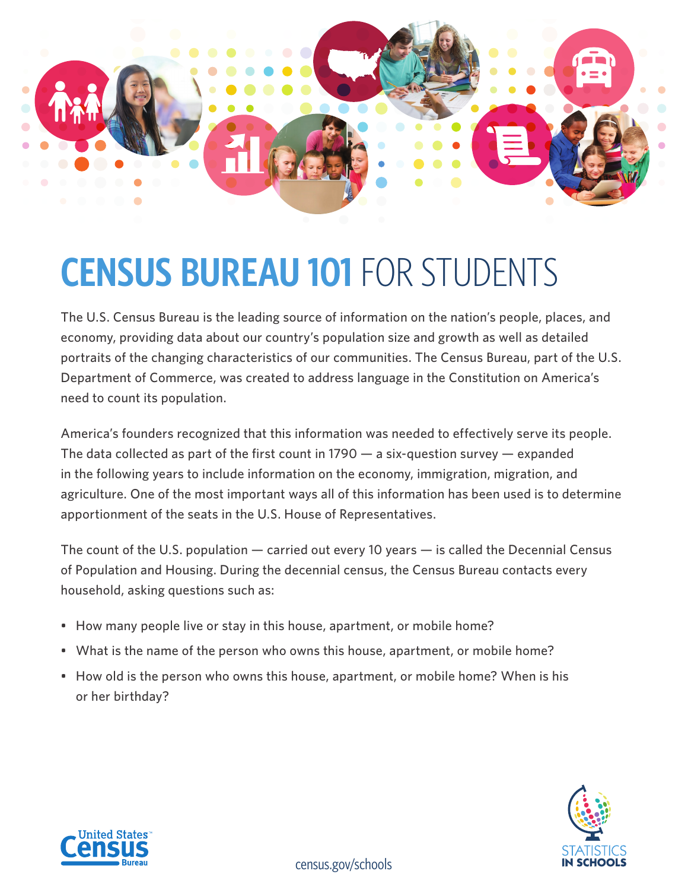# CENSUS BUREAU 101 FOR STUDENTS

The U.S. Census Bureau is the leading source of information on the nation's people, places, and economy, providing data about our country's population size and growth as well as detailed portraits of the changing characteristics of our communities. The Census Bureau, part of the U.S. Department of Commerce, was created to address language in the Constitution on America's need to count its population.

America's founders recognized that this information was needed to effectively serve its people. The data collected as part of the first count in 1790 — a six-question survey — expanded in the following years to include information on the economy, immigration, migration, and agriculture. One of the most important ways all of this information has been used is to determine apportionment of the seats in the U.S. House of Representatives.

The count of the U.S. population — carried out every 10 years — is called the Decennial Census of Population and Housing. During the decennial census, the Census Bureau contacts every household, asking questions such as:

- How many people live or stay in this house, apartment, or mobile home?
- What is the name of the person who owns this house, apartment, or mobile home?
- How old is the person who owns this house, apartment, or mobile home? When is his or her birthday?

United States Census Bureau

census.gov/schools

STATISTICS IN SCHOOLS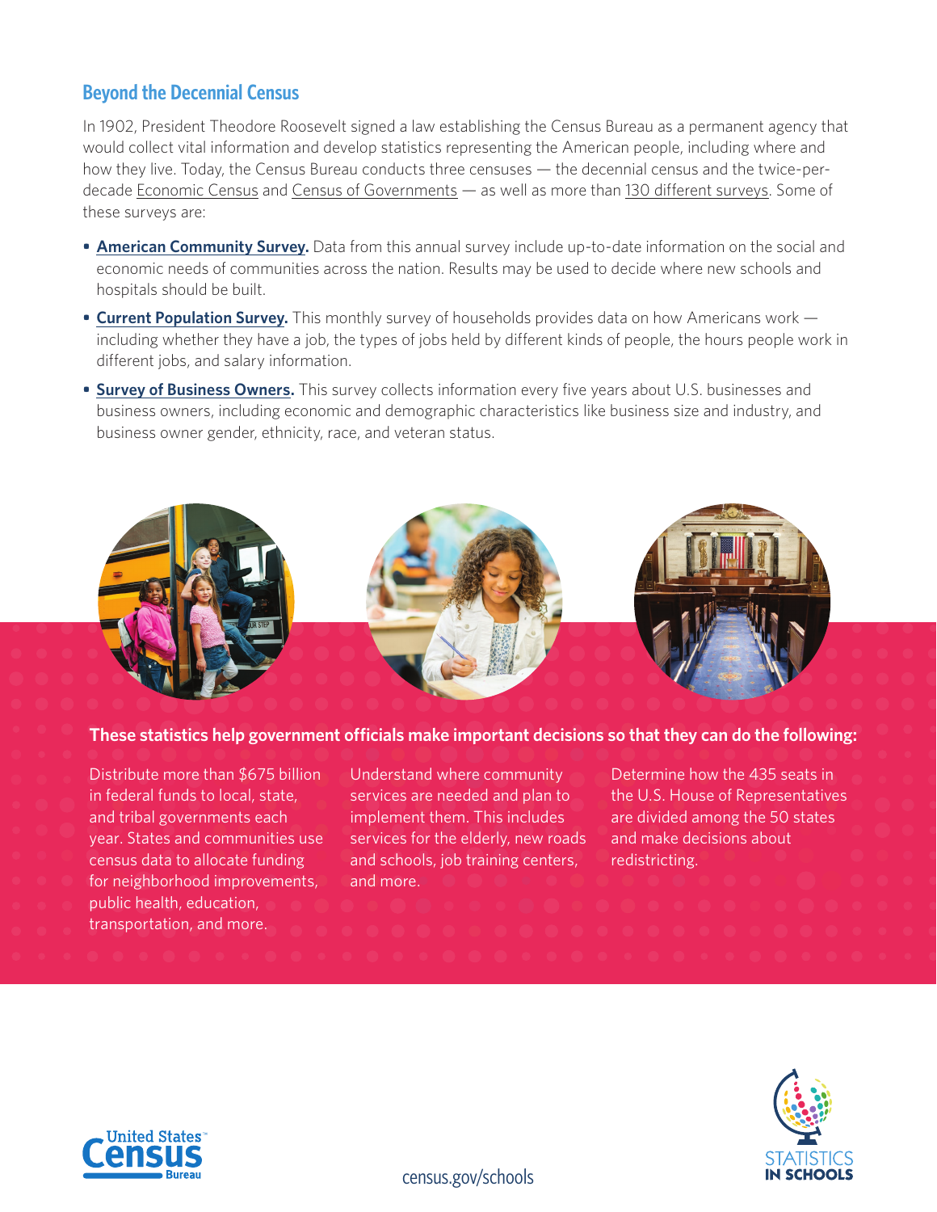## Beyond the Decennial Census

In 1902, President Theodore Roosevelt signed a law establishing the Census Bureau as a permanent agency that would collect vital information and develop statistics representing the American people, including where and how they live. Today, the Census Bureau conducts three censuses — the decennial census and the twice-per-decade Economic Census and Census of Governments — as well as more than 130 different surveys. Some of these surveys are:

- **American Community Survey.** Data from this annual survey include up-to-date information on the social and economic needs of communities across the nation. Results may be used to decide where new schools and hospitals should be built.
- **Current Population Survey.** This monthly survey of households provides data on how Americans work — including whether they have a job, the types of jobs held by different kinds of people, the hours people work in different jobs, and salary information.
- **Survey of Business Owners.** This survey collects information every five years about U.S. businesses and business owners, including economic and demographic characteristics like business size and industry, and business owner gender, ethnicity, race, and veteran status.

**These statistics help government officials make important decisions so that they can do the following:**

Distribute more than $675 billion in federal funds to local, state, and tribal governments each year. States and communities use census data to allocate funding for neighborhood improvements, public health, education, transportation, and more.

Understand where community services are needed and plan to implement them. This includes services for the elderly, new roads and schools, job training centers, and more.

Determine how the 435 seats in the U.S. House of Representatives are divided among the 50 states and make decisions about redistricting.

census.gov/schools